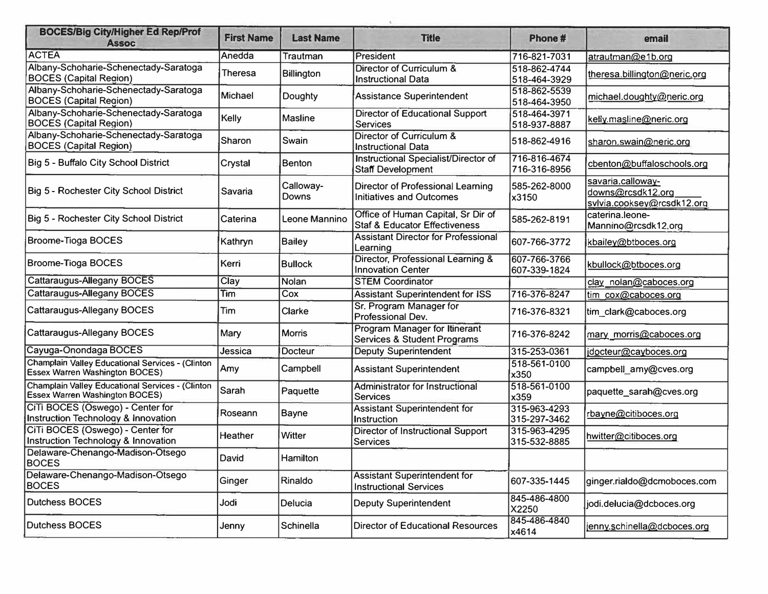| BOCES/Big City/Higher Ed Rep/Prof Assoc | First Name | Last Name | Title | Phone # | email |
|---|---|---|---|---|---|
| ACTEA | Anedda | Trautman | President | 716-821-7031 | atrautman@e1b.org |
| Albany-Schoharie-Schenectady-Saratoga BOCES (Capital Region) | Theresa | Billington | Director of Curriculum & Instructional Data | 518-862-4744 518-464-3929 | theresa.billington@neric.org |
| Albany-Schoharie-Schenectady-Saratoga BOCES (Capital Region) | Michael | Doughty | Assistance Superintendent | 518-862-5539 518-464-3950 | michael.doughty@neric.org |
| Albany-Schoharie-Schenectady-Saratoga BOCES (Capital Region) | Kelly | Masline | Director of Educational Support Services | 518-464-3971 518-937-8887 | kelly.masline@neric.org |
| Albany-Schoharie-Schenectady-Saratoga BOCES (Capital Region) | Sharon | Swain | Director of Curriculum & Instructional Data | 518-862-4916 | sharon.swain@neric.org |
| Big 5 - Buffalo City School District | Crystal | Benton | Instructional Specialist/Director of Staff Development | 716-816-4674 716-316-8956 | cbenton@buffaloschools.org |
| Big 5 - Rochester City School District | Savaria | Calloway-Downs | Director of Professional Learning Initiatives and Outcomes | 585-262-8000 x3150 | savaria.calloway-downs@rcsdk12.org sylvia.cooksey@rcsdk12.org |
| Big 5 - Rochester City School District | Caterina | Leone Mannino | Office of Human Capital, Sr Dir of Staf & Educator Effectiveness | 585-262-8191 | caterina.leone-Mannino@rcsdk12.org |
| Broome-Tioga BOCES | Kathryn | Bailey | Assistant Director for Professional Learning | 607-766-3772 | kbailey@btboces.org |
| Broome-Tioga BOCES | Kerri | Bullock | Director, Professional Learning & Innovation Center | 607-766-3766 607-339-1824 | kbullock@btboces.org |
| Cattaraugus-Allegany BOCES | Clay | Nolan | STEM Coordinator | | clay_nolan@caboces.org |
| Cattaraugus-Allegany BOCES | Tim | Cox | Assistant Superintendent for ISS | 716-376-8247 | tim_cox@caboces.org |
| Cattaraugus-Allegany BOCES | Tim | Clarke | Sr. Program Manager for Professional Dev. | 716-376-8321 | tim_clark@caboces.org |
| Cattaraugus-Allegany BOCES | Mary | Morris | Program Manager for Itinerant Services & Student Programs | 716-376-8242 | mary_morris@caboces.org |
| Cayuga-Onondaga BOCES | Jessica | Docteur | Deputy Superintendent | 315-253-0361 | jdocteur@cayboces.org |
| Champlain Valley Educational Services - (Clinton Essex Warren Washington BOCES) | Amy | Campbell | Assistant Superintendent | 518-561-0100 x350 | campbell_amy@cves.org |
| Champlain Valley Educational Services - (Clinton Essex Warren Washington BOCES) | Sarah | Paquette | Administrator for Instructional Services | 518-561-0100 x359 | paquette_sarah@cves.org |
| CiTi BOCES (Oswego) - Center for Instruction Technology & Innovation | Roseann | Bayne | Assistant Superintendent for Instruction | 315-963-4293 315-297-3462 | rbayne@citiboces.org |
| CiTi BOCES (Oswego) - Center for Instruction Technology & Innovation | Heather | Witter | Director of Instructional Support Services | 315-963-4295 315-532-8885 | hwitter@citiboces.org |
| Delaware-Chenango-Madison-Otsego BOCES | David | Hamilton | | | |
| Delaware-Chenango-Madison-Otsego BOCES | Ginger | Rinaldo | Assistant Superintendent for Instructional Services | 607-335-1445 | ginger.rialdo@dcmoboces.com |
| Dutchess BOCES | Jodi | Delucia | Deputy Superintendent | 845-486-4800 X2250 | jodi.delucia@dcboces.org |
| Dutchess BOCES | Jenny | Schinella | Director of Educational Resources | 845-486-4840 x4614 | jenny.schinella@dcboces.org |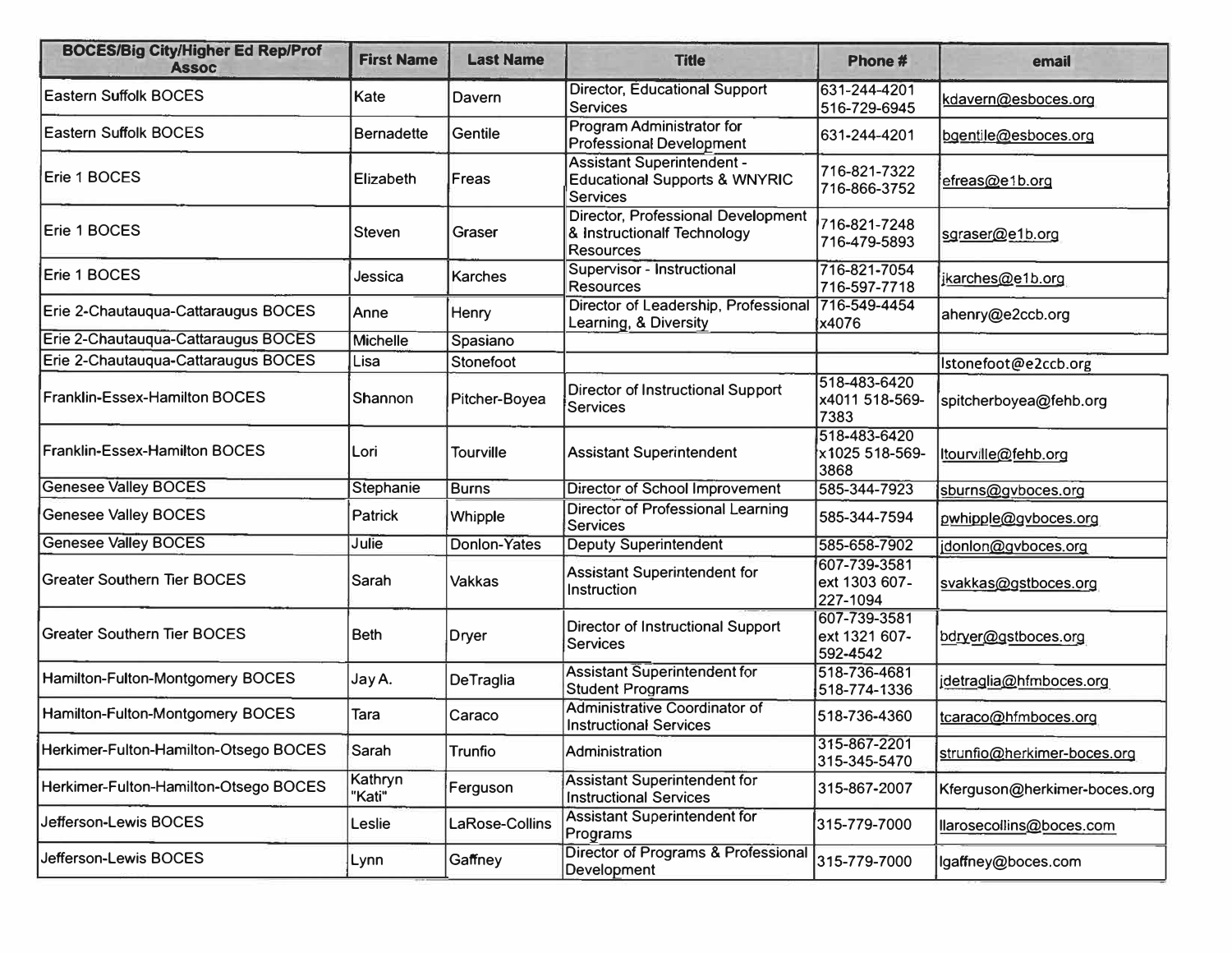| BOCES/Big City/Higher Ed Rep/Prof Assoc | First Name | Last Name | Title | Phone # | email |
|---|---|---|---|---|---|
| Eastern Suffolk BOCES | Kate | Davern | Director, Educational Support Services | 631-244-4201 516-729-6945 | kdavern@esboces.org |
| Eastern Suffolk BOCES | Bernadette | Gentile | Program Administrator for Professional Development | 631-244-4201 | bgentile@esboces.org |
| Erie 1 BOCES | Elizabeth | Freas | Assistant Superintendent - Educational Supports & WNYRIC Services | 716-821-7322 716-866-3752 | efreas@e1b.org |
| Erie 1 BOCES | Steven | Graser | Director, Professional Development & Instructionalf Technology Resources | 716-821-7248 716-479-5893 | sgraser@e1b.org |
| Erie 1 BOCES | Jessica | Karches | Supervisor - Instructional Resources | 716-821-7054 716-597-7718 | jkarches@e1b.org |
| Erie 2-Chautauqua-Cattaraugus BOCES | Anne | Henry | Director of Leadership, Professional Learning, & Diversity | 716-549-4454 x4076 | ahenry@e2ccb.org |
| Erie 2-Chautauqua-Cattaraugus BOCES | Michelle | Spasiano | | | |
| Erie 2-Chautauqua-Cattaraugus BOCES | Lisa | Stonefoot | | | lstonefoot@e2ccb.org |
| Franklin-Essex-Hamilton BOCES | Shannon | Pitcher-Boyea | Director of Instructional Support Services | 518-483-6420 x4011 518-569-7383 | spitcherboyea@fehb.org |
| Franklin-Essex-Hamilton BOCES | Lori | Tourville | Assistant Superintendent | 518-483-6420 x1025 518-569-3868 | ltourville@fehb.org |
| Genesee Valley BOCES | Stephanie | Burns | Director of School Improvement | 585-344-7923 | sburns@gvboces.org |
| Genesee Valley BOCES | Patrick | Whipple | Director of Professional Learning Services | 585-344-7594 | pwhipple@gvboces.org |
| Genesee Valley BOCES | Julie | Donlon-Yates | Deputy Superintendent | 585-658-7902 | jdonlon@gvboces.org |
| Greater Southern Tier BOCES | Sarah | Vakkas | Assistant Superintendent for Instruction | 607-739-3581 ext 1303 607-227-1094 | svakkas@gstboces.org |
| Greater Southern Tier BOCES | Beth | Dryer | Director of Instructional Support Services | 607-739-3581 ext 1321 607-592-4542 | bdryer@gstboces.org |
| Hamilton-Fulton-Montgomery BOCES | Jay A. | DeTraglia | Assistant Superintendent for Student Programs | 518-736-4681 518-774-1336 | jdetraglia@hfmboces.org |
| Hamilton-Fulton-Montgomery BOCES | Tara | Caraco | Administrative Coordinator of Instructional Services | 518-736-4360 | tcaraco@hfmboces.org |
| Herkimer-Fulton-Hamilton-Otsego BOCES | Sarah | Trunfio | Administration | 315-867-2201 315-345-5470 | strunfio@herkimer-boces.org |
| Herkimer-Fulton-Hamilton-Otsego BOCES | Kathryn "Kati" | Ferguson | Assistant Superintendent for Instructional Services | 315-867-2007 | Kferguson@herkimer-boces.org |
| Jefferson-Lewis BOCES | Leslie | LaRose-Collins | Assistant Superintendent for Programs | 315-779-7000 | llarosecollins@boces.com |
| Jefferson-Lewis BOCES | Lynn | Gaffney | Director of Programs & Professional Development | 315-779-7000 | lgaffney@boces.com |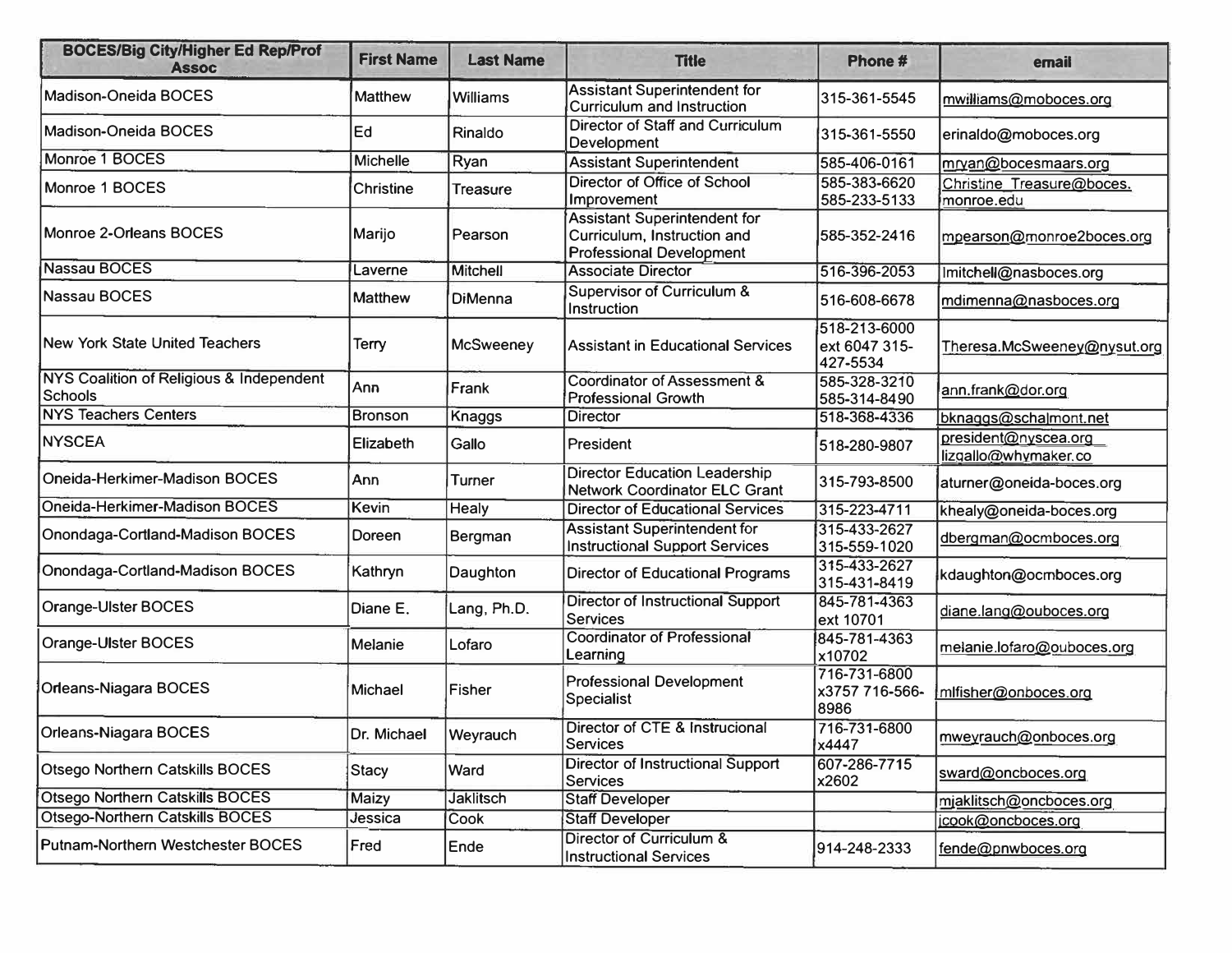| BOCES/Big City/Higher Ed Rep/Prof Assoc | First Name | Last Name | Title | Phone # | email |
|---|---|---|---|---|---|
| Madison-Oneida BOCES | Matthew | Williams | Assistant Superintendent for Curriculum and Instruction | 315-361-5545 | mwilliams@moboces.org |
| Madison-Oneida BOCES | Ed | Rinaldo | Director of Staff and Curriculum Development | 315-361-5550 | erinaldo@moboces.org |
| Monroe 1 BOCES | Michelle | Ryan | Assistant Superintendent | 585-406-0161 | mryan@bocesmaars.org |
| Monroe 1 BOCES | Christine | Treasure | Director of Office of School Improvement | 585-383-6620 585-233-5133 | Christine_Treasure@boces.monroe.edu |
| Monroe 2-Orleans BOCES | Marijo | Pearson | Assistant Superintendent for Curriculum, Instruction and Professional Development | 585-352-2416 | mpearson@monroe2boces.org |
| Nassau BOCES | Laverne | Mitchell | Associate Director | 516-396-2053 | lmitchell@nasboces.org |
| Nassau BOCES | Matthew | DiMenna | Supervisor of Curriculum & Instruction | 516-608-6678 | mdimenna@nasboces.org |
| New York State United Teachers | Terry | McSweeney | Assistant in Educational Services | 518-213-6000 ext 6047 315-427-5534 | Theresa.McSweeney@nysut.org |
| NYS Coalition of Religious & Independent Schools | Ann | Frank | Coordinator of Assessment & Professional Growth | 585-328-3210 585-314-8490 | ann.frank@dor.org |
| NYS Teachers Centers | Bronson | Knaggs | Director | 518-368-4336 | bknaggs@schalmont.net |
| NYSCEA | Elizabeth | Gallo | President | 518-280-9807 | president@nyscea.org lizgallo@whymaker.co |
| Oneida-Herkimer-Madison BOCES | Ann | Turner | Director Education Leadership Network Coordinator ELC Grant | 315-793-8500 | aturner@oneida-boces.org |
| Oneida-Herkimer-Madison BOCES | Kevin | Healy | Director of Educational Services | 315-223-4711 | khealy@oneida-boces.org |
| Onondaga-Cortland-Madison BOCES | Doreen | Bergman | Assistant Superintendent for Instructional Support Services | 315-433-2627 315-559-1020 | dbergman@ocmboces.org |
| Onondaga-Cortland-Madison BOCES | Kathryn | Daughton | Director of Educational Programs | 315-433-2627 315-431-8419 | kdaughton@ocmboces.org |
| Orange-Ulster BOCES | Diane E. | Lang, Ph.D. | Director of Instructional Support Services | 845-781-4363 ext 10701 | diane.lang@ouboces.org |
| Orange-Ulster BOCES | Melanie | Lofaro | Coordinator of Professional Learning | 845-781-4363 x10702 | melanie.lofaro@ouboces.org |
| Orleans-Niagara BOCES | Michael | Fisher | Professional Development Specialist | 716-731-6800 x3757 716-566-8986 | mlfisher@onboces.org |
| Orleans-Niagara BOCES | Dr. Michael | Weyrauch | Director of CTE & Instrucional Services | 716-731-6800 x4447 | mweyrauch@onboces.org |
| Otsego Northern Catskills BOCES | Stacy | Ward | Director of Instructional Support Services | 607-286-7715 x2602 | sward@oncboces.org |
| Otsego Northern Catskills BOCES | Maizy | Jaklitsch | Staff Developer | | mjaklitsch@oncboces.org |
| Otsego-Northern Catskills BOCES | Jessica | Cook | Staff Developer | | jcook@oncboces.org |
| Putnam-Northern Westchester BOCES | Fred | Ende | Director of Curriculum & Instructional Services | 914-248-2333 | fende@pnwboces.org |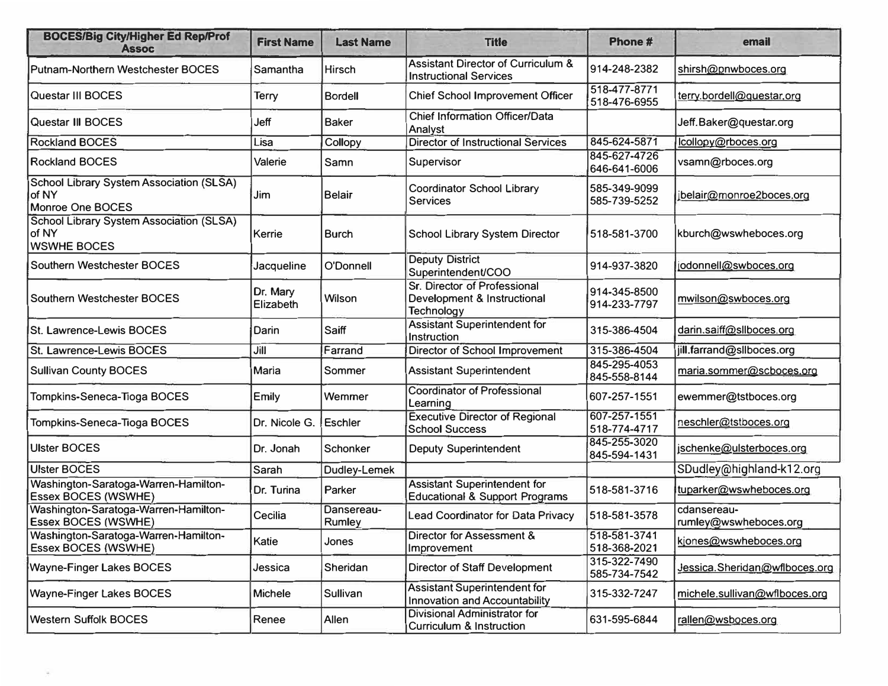| BOCES/Big City/Higher Ed Rep/Prof Assoc | First Name | Last Name | Title | Phone # | email |
|---|---|---|---|---|---|
| Putnam-Northern Westchester BOCES | Samantha | Hirsch | Assistant Director of Curriculum & Instructional Services | 914-248-2382 | shirsh@pnwboces.org |
| Questar III BOCES | Terry | Bordell | Chief School Improvement Officer | 518-477-8771 518-476-6955 | terry.bordell@questar.org |
| Questar III BOCES | Jeff | Baker | Chief Information Officer/Data Analyst | | Jeff.Baker@questar.org |
| Rockland BOCES | Lisa | Collopy | Director of Instructional Services | 845-624-5871 | lcollopy@rboces.org |
| Rockland BOCES | Valerie | Samn | Supervisor | 845-627-4726 646-641-6006 | vsamn@rboces.org |
| School Library System Association (SLSA) of NY Monroe One BOCES | Jim | Belair | Coordinator School Library Services | 585-349-9099 585-739-5252 | jbelair@monroe2boces.org |
| School Library System Association (SLSA) of NY WSWHE BOCES | Kerrie | Burch | School Library System Director | 518-581-3700 | kburch@wswheboces.org |
| Southern Westchester BOCES | Jacqueline | O'Donnell | Deputy District Superintendent/COO | 914-937-3820 | jodonnell@swboces.org |
| Southern Westchester BOCES | Dr. Mary Elizabeth | Wilson | Sr. Director of Professional Development & Instructional Technology | 914-345-8500 914-233-7797 | mwilson@swboces.org |
| St. Lawrence-Lewis BOCES | Darin | Saiff | Assistant Superintendent for Instruction | 315-386-4504 | darin.saiff@sllboces.org |
| St. Lawrence-Lewis BOCES | Jill | Farrand | Director of School Improvement | 315-386-4504 | jill.farrand@sllboces.org |
| Sullivan County BOCES | Maria | Sommer | Assistant Superintendent | 845-295-4053 845-558-8144 | maria.sommer@scboces.org |
| Tompkins-Seneca-Tioga BOCES | Emily | Wemmer | Coordinator of Professional Learning | 607-257-1551 | ewemmer@tstboces.org |
| Tompkins-Seneca-Tioga BOCES | Dr. Nicole G. | Eschler | Executive Director of Regional School Success | 607-257-1551 518-774-4717 | neschler@tstboces.org |
| Ulster BOCES | Dr. Jonah | Schonker | Deputy Superintendent | 845-255-3020 845-594-1431 | jschenke@ulsterboces.org |
| Ulster BOCES | Sarah | Dudley-Lemek | | | SDudley@highland-k12.org |
| Washington-Saratoga-Warren-Hamilton-Essex BOCES (WSWHE) | Dr. Turina | Parker | Assistant Superintendent for Educational & Support Programs | 518-581-3716 | tuparker@wswheboces.org |
| Washington-Saratoga-Warren-Hamilton-Essex BOCES (WSWHE) | Cecilia | Dansereau-Rumley | Lead Coordinator for Data Privacy | 518-581-3578 | cdansereau-rumley@wswheboces.org |
| Washington-Saratoga-Warren-Hamilton-Essex BOCES (WSWHE) | Katie | Jones | Director for Assessment & Improvement | 518-581-3741 518-368-2021 | kjones@wswheboces.org |
| Wayne-Finger Lakes BOCES | Jessica | Sheridan | Director of Staff Development | 315-322-7490 585-734-7542 | Jessica.Sheridan@wflboces.org |
| Wayne-Finger Lakes BOCES | Michele | Sullivan | Assistant Superintendent for Innovation and Accountability | 315-332-7247 | michele.sullivan@wflboces.org |
| Western Suffolk BOCES | Renee | Allen | Divisional Administrator for Curriculum & Instruction | 631-595-6844 | rallen@wsboces.org |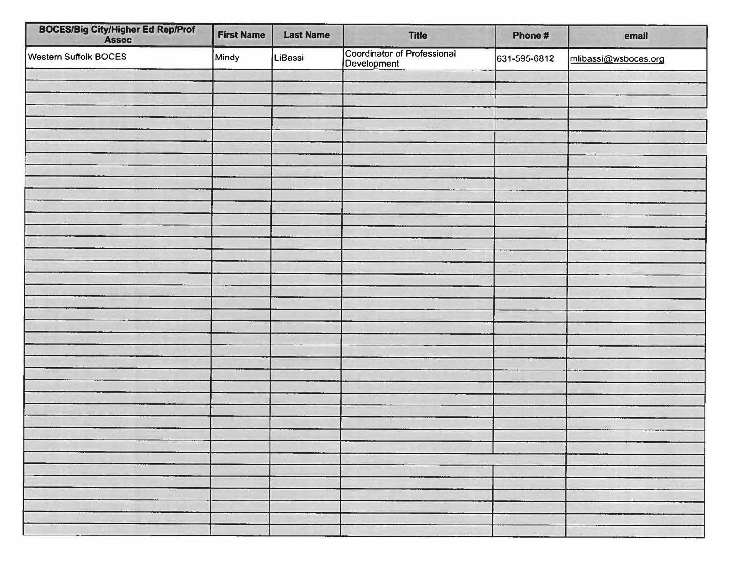| BOCES/Big City/Higher Ed Rep/Prof Assoc | First Name | Last Name | Title | Phone # | email |
|---|---|---|---|---|---|
| Western Suffolk BOCES | Mindy | LiBassi | Coordinator of Professional Development | 631-595-6812 | mlibassi@wsboces.org |